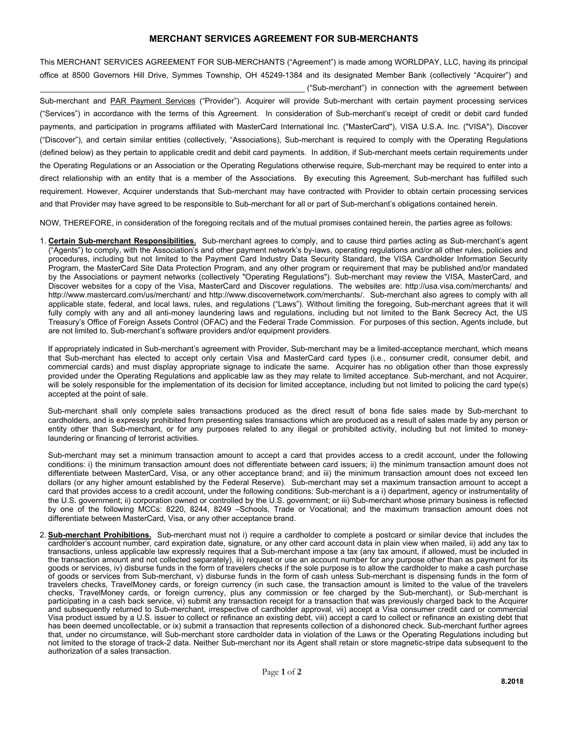# MERCHANT SERVICES AGREEMENT FOR SUB-MERCHANTS

This MERCHANT SERVICES AGREEMENT FOR SUB-MERCHANTS ("Agreement") is made among WORLDPAY, LLC, having its principal office at 8500 Governors Hill Drive, Symmes Township, OH 45249-1384 and its designated Member Bank (collectively "Acquirer") and \_\_\_\_\_\_\_\_\_\_\_\_\_\_\_\_\_\_\_\_\_\_\_\_\_\_\_\_\_\_\_\_\_\_\_\_\_\_\_\_\_\_\_\_\_\_\_\_\_\_ ("Sub-merchant") in connection with the agreement between Sub-merchant and PAR Payment Services ("Provider"). Acquirer will provide Sub-merchant with certain payment processing services ("Services") in accordance with the terms of this Agreement. In consideration of Sub-merchant's receipt of credit or debit card funded payments, and participation in programs affiliated with MasterCard International Inc. ("MasterCard"), VISA U.S.A. Inc. ("VISA"), Discover ("Discover"), and certain similar entities (collectively, "Associations), Sub-merchant is required to comply with the Operating Regulations (defined below) as they pertain to applicable credit and debit card payments. In addition, if Sub-merchant meets certain requirements under the Operating Regulations or an Association or the Operating Regulations otherwise require, Sub-merchant may be required to enter into a direct relationship with an entity that is a member of the Associations. By executing this Agreement, Sub-merchant has fulfilled such requirement. However, Acquirer understands that Sub-merchant may have contracted with Provider to obtain certain processing services and that Provider may have agreed to be responsible to Sub-merchant for all or part of Sub-merchant's obligations contained herein.

NOW, THEREFORE, in consideration of the foregoing recitals and of the mutual promises contained herein, the parties agree as follows:

1. **Certain Sub-merchant Responsibilities.** Sub-merchant agrees to comply, and to cause third parties acting as Sub-merchant's agent ("Agents") to comply, with the Association's and other payment network's by-laws, operating regulations and/or all other rules, policies and procedures, including but not limited to the Payment Card Industry Data Security Standard, the VISA Cardholder Information Security Program, the MasterCard Site Data Protection Program, and any other program or requirement that may be published and/or mandated by the Associations or payment networks (collectively "Operating Regulations"). Sub-merchant may review the VISA, MasterCard, and Discover websites for a copy of the Visa, MasterCard and Discover regulations. The websites are: http://usa.visa.com/merchants/ and http://www.mastercard.com/us/merchant/ and http://www.discovernetwork.com/merchants/. Sub-merchant also agrees to comply with all applicable state, federal, and local laws, rules, and regulations ("Laws"). Without limiting the foregoing, Sub-merchant agrees that it will fully comply with any and all anti-money laundering laws and regulations, including but not limited to the Bank Secrecy Act, the US Treasury's Office of Foreign Assets Control (OFAC) and the Federal Trade Commission. For purposes of this section, Agents include, but are not limited to, Sub-merchant's software providers and/or equipment providers.

   If appropriately indicated in Sub-merchant's agreement with Provider, Sub-merchant may be a limited-acceptance merchant, which means that Sub-merchant has elected to accept only certain Visa and MasterCard card types (i.e., consumer credit, consumer debit, and commercial cards) and must display appropriate signage to indicate the same. Acquirer has no obligation other than those expressly provided under the Operating Regulations and applicable law as they may relate to limited acceptance. Sub-merchant, and not Acquirer, will be solely responsible for the implementation of its decision for limited acceptance, including but not limited to policing the card type(s) accepted at the point of sale.

   Sub-merchant shall only complete sales transactions produced as the direct result of bona fide sales made by Sub-merchant to cardholders, and is expressly prohibited from presenting sales transactions which are produced as a result of sales made by any person or entity other than Sub-merchant, or for any purposes related to any illegal or prohibited activity, including but not limited to money-laundering or financing of terrorist activities.

   Sub-merchant may set a minimum transaction amount to accept a card that provides access to a credit account, under the following conditions: i) the minimum transaction amount does not differentiate between card issuers; ii) the minimum transaction amount does not differentiate between MasterCard, Visa, or any other acceptance brand; and iii) the minimum transaction amount does not exceed ten dollars (or any higher amount established by the Federal Reserve). Sub-merchant may set a maximum transaction amount to accept a card that provides access to a credit account, under the following conditions: Sub-merchant is a i) department, agency or instrumentality of the U.S. government; ii) corporation owned or controlled by the U.S. government; or iii) Sub-merchant whose primary business is reflected by one of the following MCCs: 8220, 8244, 8249 –Schools, Trade or Vocational; and the maximum transaction amount does not differentiate between MasterCard, Visa, or any other acceptance brand.

2. **Sub-merchant Prohibitions.** Sub-merchant must not i) require a cardholder to complete a postcard or similar device that includes the cardholder's account number, card expiration date, signature, or any other card account data in plain view when mailed, ii) add any tax to transactions, unless applicable law expressly requires that a Sub-merchant impose a tax (any tax amount, if allowed, must be included in the transaction amount and not collected separately), iii) request or use an account number for any purpose other than as payment for its goods or services, iv) disburse funds in the form of travelers checks if the sole purpose is to allow the cardholder to make a cash purchase of goods or services from Sub-merchant, v) disburse funds in the form of cash unless Sub-merchant is dispensing funds in the form of travelers checks, TravelMoney cards, or foreign currency (in such case, the transaction amount is limited to the value of the travelers checks, TravelMoney cards, or foreign currency, plus any commission or fee charged by the Sub-merchant), or Sub-merchant is participating in a cash back service, vi) submit any transaction receipt for a transaction that was previously charged back to the Acquirer and subsequently returned to Sub-merchant, irrespective of cardholder approval, vii) accept a Visa consumer credit card or commercial Visa product issued by a U.S. issuer to collect or refinance an existing debt, viii) accept a card to collect or refinance an existing debt that has been deemed uncollectable, or ix) submit a transaction that represents collection of a dishonored check. Sub-merchant further agrees that, under no circumstance, will Sub-merchant store cardholder data in violation of the Laws or the Operating Regulations including but not limited to the storage of track-2 data. Neither Sub-merchant nor its Agent shall retain or store magnetic-stripe data subsequent to the authorization of a sales transaction.

8.2018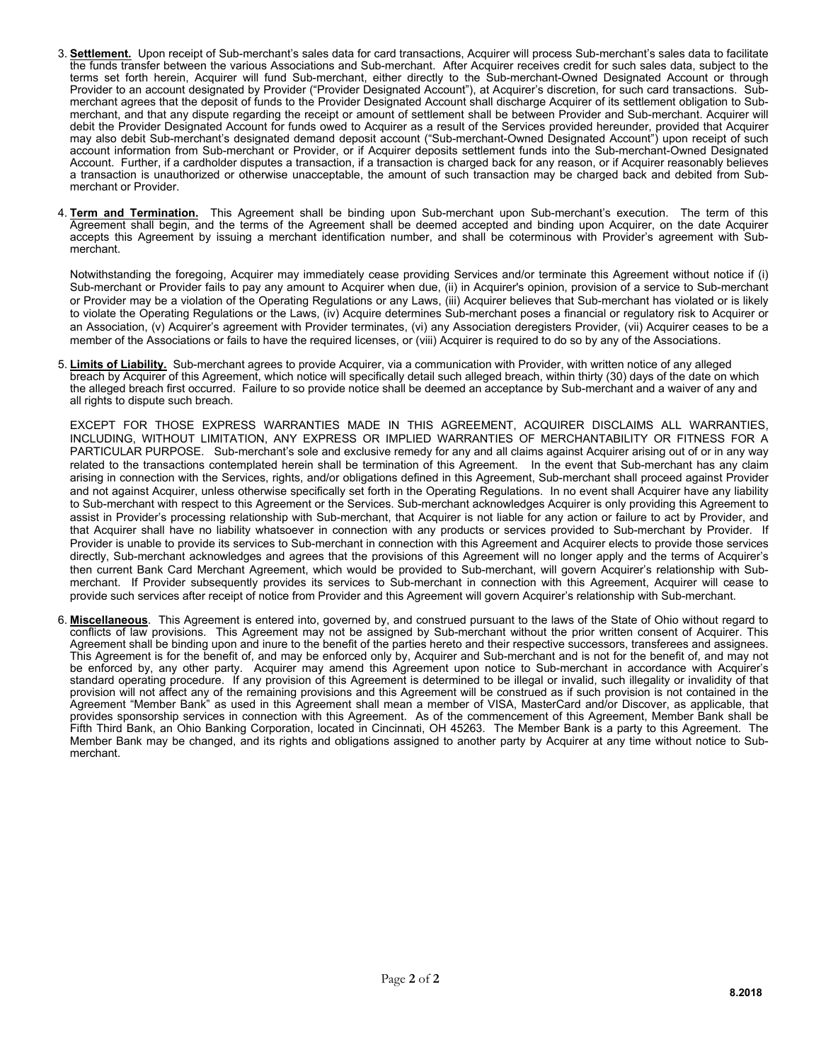3. **Settlement.** Upon receipt of Sub-merchant's sales data for card transactions, Acquirer will process Sub-merchant's sales data to facilitate the funds transfer between the various Associations and Sub-merchant. After Acquirer receives credit for such sales data, subject to the terms set forth herein, Acquirer will fund Sub-merchant, either directly to the Sub-merchant-Owned Designated Account or through Provider to an account designated by Provider ("Provider Designated Account"), at Acquirer's discretion, for such card transactions. Sub-merchant agrees that the deposit of funds to the Provider Designated Account shall discharge Acquirer of its settlement obligation to Sub-merchant, and that any dispute regarding the receipt or amount of settlement shall be between Provider and Sub-merchant. Acquirer will debit the Provider Designated Account for funds owed to Acquirer as a result of the Services provided hereunder, provided that Acquirer may also debit Sub-merchant's designated demand deposit account ("Sub-merchant-Owned Designated Account") upon receipt of such account information from Sub-merchant or Provider, or if Acquirer deposits settlement funds into the Sub-merchant-Owned Designated Account. Further, if a cardholder disputes a transaction, if a transaction is charged back for any reason, or if Acquirer reasonably believes a transaction is unauthorized or otherwise unacceptable, the amount of such transaction may be charged back and debited from Sub-merchant or Provider.

4. **Term and Termination.** This Agreement shall be binding upon Sub-merchant upon Sub-merchant's execution. The term of this Agreement shall begin, and the terms of the Agreement shall be deemed accepted and binding upon Acquirer, on the date Acquirer accepts this Agreement by issuing a merchant identification number, and shall be coterminous with Provider's agreement with Sub-merchant.

   Notwithstanding the foregoing, Acquirer may immediately cease providing Services and/or terminate this Agreement without notice if (i) Sub-merchant or Provider fails to pay any amount to Acquirer when due, (ii) in Acquirer's opinion, provision of a service to Sub-merchant or Provider may be a violation of the Operating Regulations or any Laws, (iii) Acquirer believes that Sub-merchant has violated or is likely to violate the Operating Regulations or the Laws, (iv) Acquire determines Sub-merchant poses a financial or regulatory risk to Acquirer or an Association, (v) Acquirer's agreement with Provider terminates, (vi) any Association deregisters Provider, (vii) Acquirer ceases to be a member of the Associations or fails to have the required licenses, or (viii) Acquirer is required to do so by any of the Associations.

5. **Limits of Liability.** Sub-merchant agrees to provide Acquirer, via a communication with Provider, with written notice of any alleged breach by Acquirer of this Agreement, which notice will specifically detail such alleged breach, within thirty (30) days of the date on which the alleged breach first occurred. Failure to so provide notice shall be deemed an acceptance by Sub-merchant and a waiver of any and all rights to dispute such breach.

   EXCEPT FOR THOSE EXPRESS WARRANTIES MADE IN THIS AGREEMENT, ACQUIRER DISCLAIMS ALL WARRANTIES, INCLUDING, WITHOUT LIMITATION, ANY EXPRESS OR IMPLIED WARRANTIES OF MERCHANTABILITY OR FITNESS FOR A PARTICULAR PURPOSE. Sub-merchant's sole and exclusive remedy for any and all claims against Acquirer arising out of or in any way related to the transactions contemplated herein shall be termination of this Agreement. In the event that Sub-merchant has any claim arising in connection with the Services, rights, and/or obligations defined in this Agreement, Sub-merchant shall proceed against Provider and not against Acquirer, unless otherwise specifically set forth in the Operating Regulations. In no event shall Acquirer have any liability to Sub-merchant with respect to this Agreement or the Services. Sub-merchant acknowledges Acquirer is only providing this Agreement to assist in Provider's processing relationship with Sub-merchant, that Acquirer is not liable for any action or failure to act by Provider, and that Acquirer shall have no liability whatsoever in connection with any products or services provided to Sub-merchant by Provider. If Provider is unable to provide its services to Sub-merchant in connection with this Agreement and Acquirer elects to provide those services directly, Sub-merchant acknowledges and agrees that the provisions of this Agreement will no longer apply and the terms of Acquirer's then current Bank Card Merchant Agreement, which would be provided to Sub-merchant, will govern Acquirer's relationship with Sub-merchant. If Provider subsequently provides its services to Sub-merchant in connection with this Agreement, Acquirer will cease to provide such services after receipt of notice from Provider and this Agreement will govern Acquirer's relationship with Sub-merchant.

6. **Miscellaneous**. This Agreement is entered into, governed by, and construed pursuant to the laws of the State of Ohio without regard to conflicts of law provisions. This Agreement may not be assigned by Sub-merchant without the prior written consent of Acquirer. This Agreement shall be binding upon and inure to the benefit of the parties hereto and their respective successors, transferees and assignees. This Agreement is for the benefit of, and may be enforced only by, Acquirer and Sub-merchant and is not for the benefit of, and may not be enforced by, any other party. Acquirer may amend this Agreement upon notice to Sub-merchant in accordance with Acquirer's standard operating procedure. If any provision of this Agreement is determined to be illegal or invalid, such illegality or invalidity of that provision will not affect any of the remaining provisions and this Agreement will be construed as if such provision is not contained in the Agreement "Member Bank" as used in this Agreement shall mean a member of VISA, MasterCard and/or Discover, as applicable, that provides sponsorship services in connection with this Agreement. As of the commencement of this Agreement, Member Bank shall be Fifth Third Bank, an Ohio Banking Corporation, located in Cincinnati, OH 45263. The Member Bank is a party to this Agreement. The Member Bank may be changed, and its rights and obligations assigned to another party by Acquirer at any time without notice to Sub-merchant.

8.2018